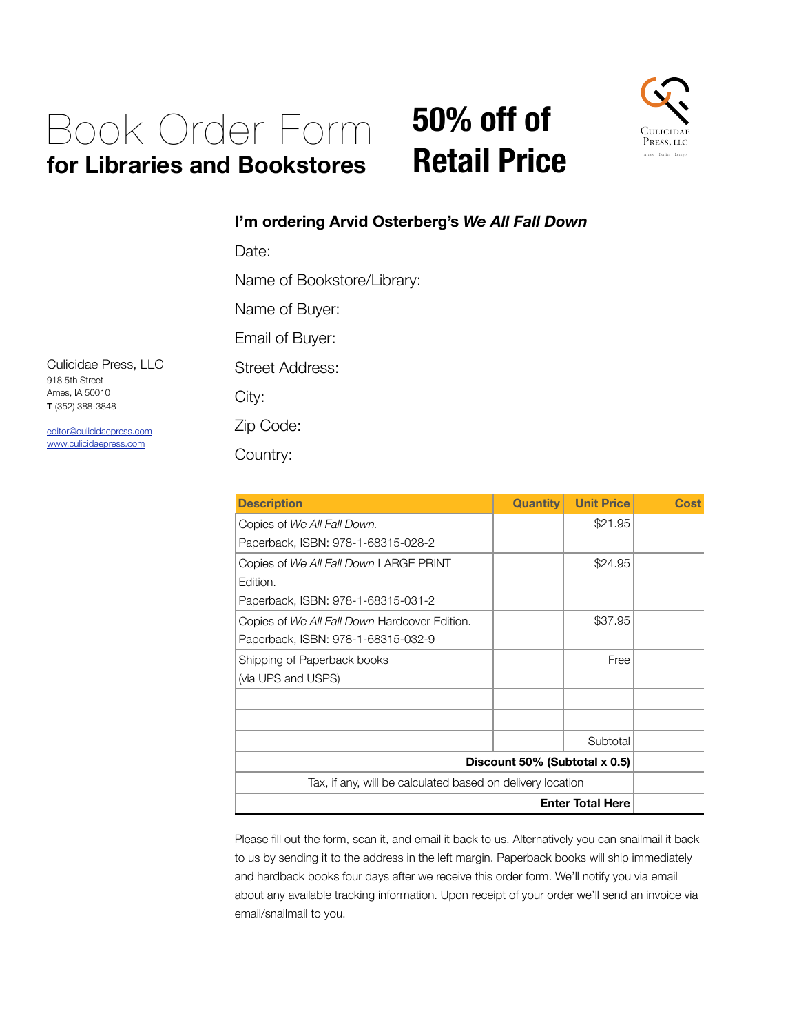# Book Order Form

## for Libraries and Bookstores

# 50% off of Retail Price

Culicidae Press, LLC
Ames | Berlin | Lemgo

Culicidae Press, LLC
918 5th Street
Ames, IA 50010
**T** (352) 388-3848

editor@culicidaepress.com
www.culicidaepress.com

**I'm ordering Arvid Osterberg's *We All Fall Down***

Date:

Name of Bookstore/Library:

Name of Buyer:

Email of Buyer:

Street Address:

City:

Zip Code:

Country:

| Description | Quantity | Unit Price | Cost |
|---|---|---|---|
| Copies of *We All Fall Down*. Paperback, ISBN: 978-1-68315-028-2 | | $21.95 | |
| Copies of *We All Fall Down* LARGE PRINT Edition. Paperback, ISBN: 978-1-68315-031-2 | | $24.95 | |
| Copies of *We All Fall Down* Hardcover Edition. Paperback, ISBN: 978-1-68315-032-9 | | $37.95 | |
| Shipping of Paperback books (via UPS and USPS) | | Free | |
| | | | |
| | | | |
| | | Subtotal | |
| **Discount 50% (Subtotal x 0.5)** | | | |
| Tax, if any, will be calculated based on delivery location | | | |
| **Enter Total Here** | | | |

Please fill out the form, scan it, and email it back to us. Alternatively you can snailmail it back to us by sending it to the address in the left margin. Paperback books will ship immediately and hardback books four days after we receive this order form. We'll notify you via email about any available tracking information. Upon receipt of your order we'll send an invoice via email/snailmail to you.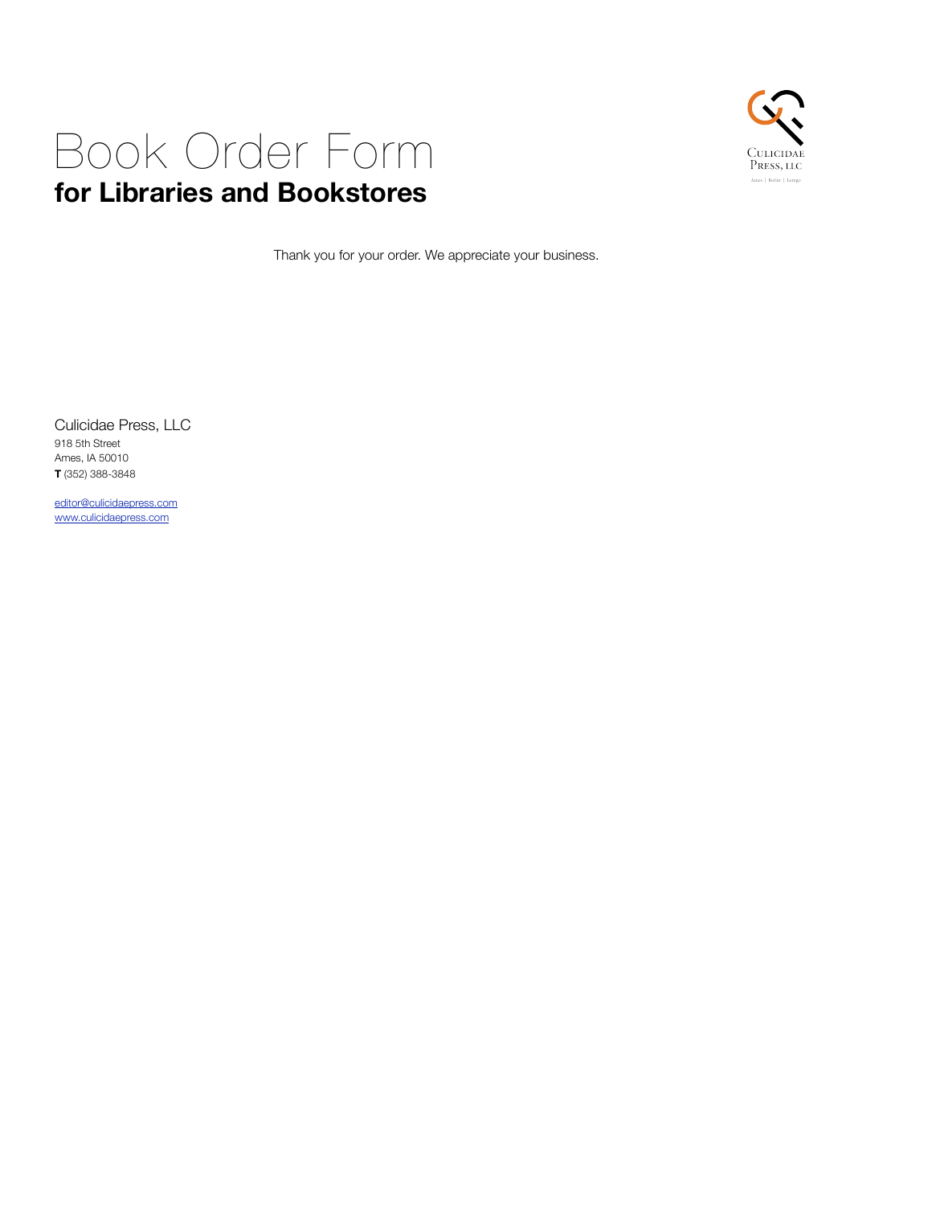# Book Order Form

## for Libraries and Bookstores

Culicidae Press, LLC

Ames | Berlin | Lentgo

Thank you for your order. We appreciate your business.

Culicidae Press, LLC
918 5th Street
Ames, IA 50010
**T** (352) 388-3848

editor@culicidaepress.com
www.culicidaepress.com